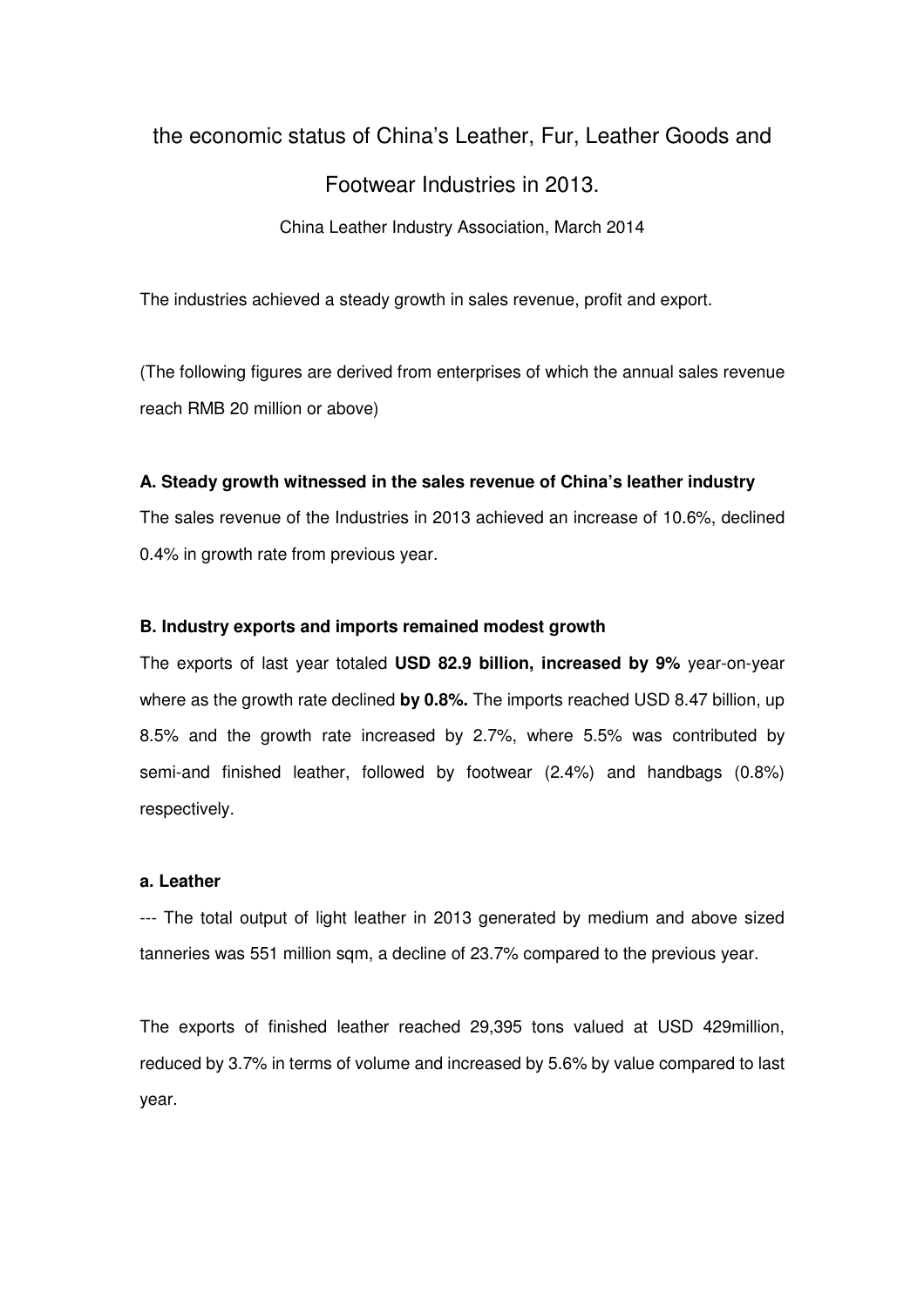# the economic status of China's Leather, Fur, Leather Goods and Footwear Industries in 2013.

China Leather Industry Association, March 2014

The industries achieved a steady growth in sales revenue, profit and export.

(The following figures are derived from enterprises of which the annual sales revenue reach RMB 20 million or above)

### A. Steady growth witnessed in the sales revenue of China's leather industry

The sales revenue of the Industries in 2013 achieved an increase of 10.6%, declined 0.4% in growth rate from previous year.

### B. Industry exports and imports remained modest growth

The exports of last year totaled **USD 82.9 billion, increased by 9%** year-on-year where as the growth rate declined **by 0.8%.** The imports reached USD 8.47 billion, up 8.5% and the growth rate increased by 2.7%, where 5.5% was contributed by semi-and finished leather, followed by footwear (2.4%) and handbags (0.8%) respectively.

#### a. Leather

--- The total output of light leather in 2013 generated by medium and above sized tanneries was 551 million sqm, a decline of 23.7% compared to the previous year.

The exports of finished leather reached 29,395 tons valued at USD 429million, reduced by 3.7% in terms of volume and increased by 5.6% by value compared to last year.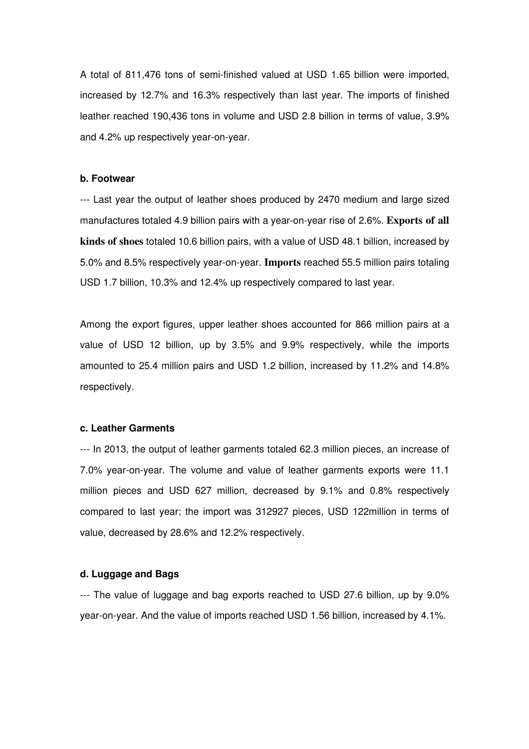A total of 811,476 tons of semi-finished valued at USD 1.65 billion were imported, increased by 12.7% and 16.3% respectively than last year. The imports of finished leather reached 190,436 tons in volume and USD 2.8 billion in terms of value, 3.9% and 4.2% up respectively year-on-year.

**b. Footwear**

--- Last year the output of leather shoes produced by 2470 medium and large sized manufactures totaled 4.9 billion pairs with a year-on-year rise of 2.6%. **Exports of all kinds of shoes** totaled 10.6 billion pairs, with a value of USD 48.1 billion, increased by 5.0% and 8.5% respectively year-on-year. **Imports** reached 55.5 million pairs totaling USD 1.7 billion, 10.3% and 12.4% up respectively compared to last year.

Among the export figures, upper leather shoes accounted for 866 million pairs at a value of USD 12 billion, up by 3.5% and 9.9% respectively, while the imports amounted to 25.4 million pairs and USD 1.2 billion, increased by 11.2% and 14.8% respectively.

**c. Leather Garments**

--- In 2013, the output of leather garments totaled 62.3 million pieces, an increase of 7.0% year-on-year. The volume and value of leather garments exports were 11.1 million pieces and USD 627 million, decreased by 9.1% and 0.8% respectively compared to last year; the import was 312927 pieces, USD 122million in terms of value, decreased by 28.6% and 12.2% respectively.

**d. Luggage and Bags**

--- The value of luggage and bag exports reached to USD 27.6 billion, up by 9.0% year-on-year. And the value of imports reached USD 1.56 billion, increased by 4.1%.